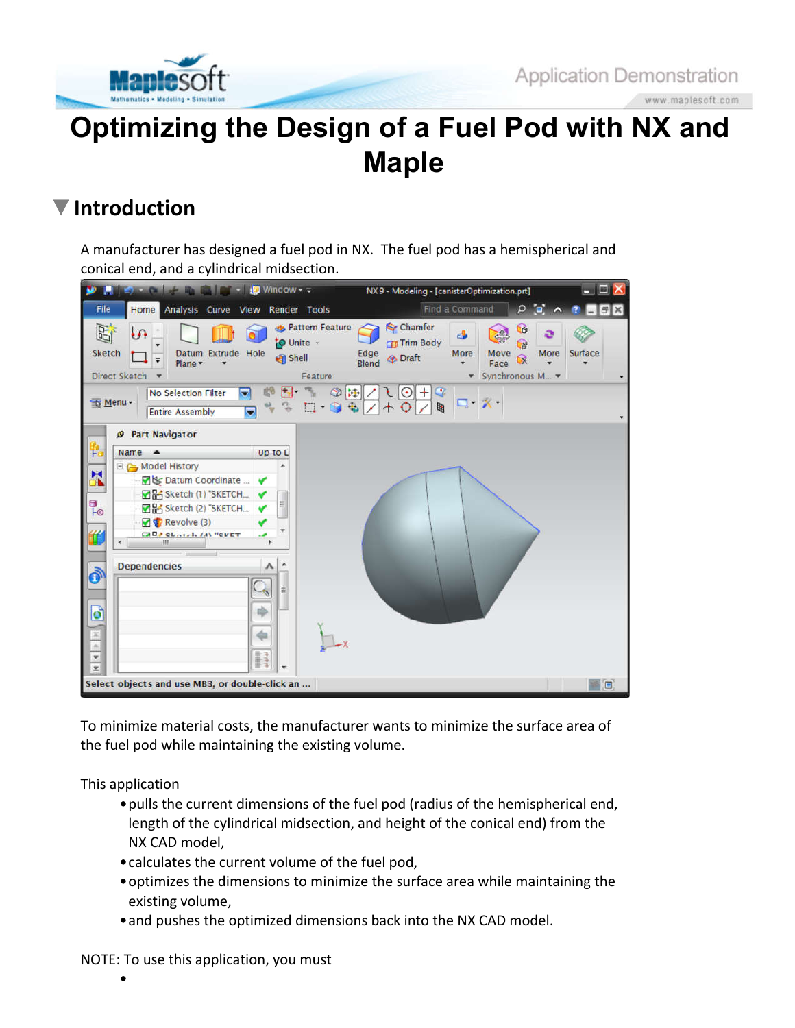# Optimizing the Design of a Fuel Pod with NX and Maple

## Introduction

A manufacturer has designed a fuel pod in NX. The fuel pod has a hemispherical and conical end, and a cylindrical midsection.

To minimize material costs, the manufacturer wants to minimize the surface area of the fuel pod while maintaining the existing volume.

This application

- pulls the current dimensions of the fuel pod (radius of the hemispherical end, length of the cylindrical midsection, and height of the conical end) from the NX CAD model,
- calculates the current volume of the fuel pod,
- optimizes the dimensions to minimize the surface area while maintaining the existing volume,
- and pushes the optimized dimensions back into the NX CAD model.

NOTE: To use this application, you must

-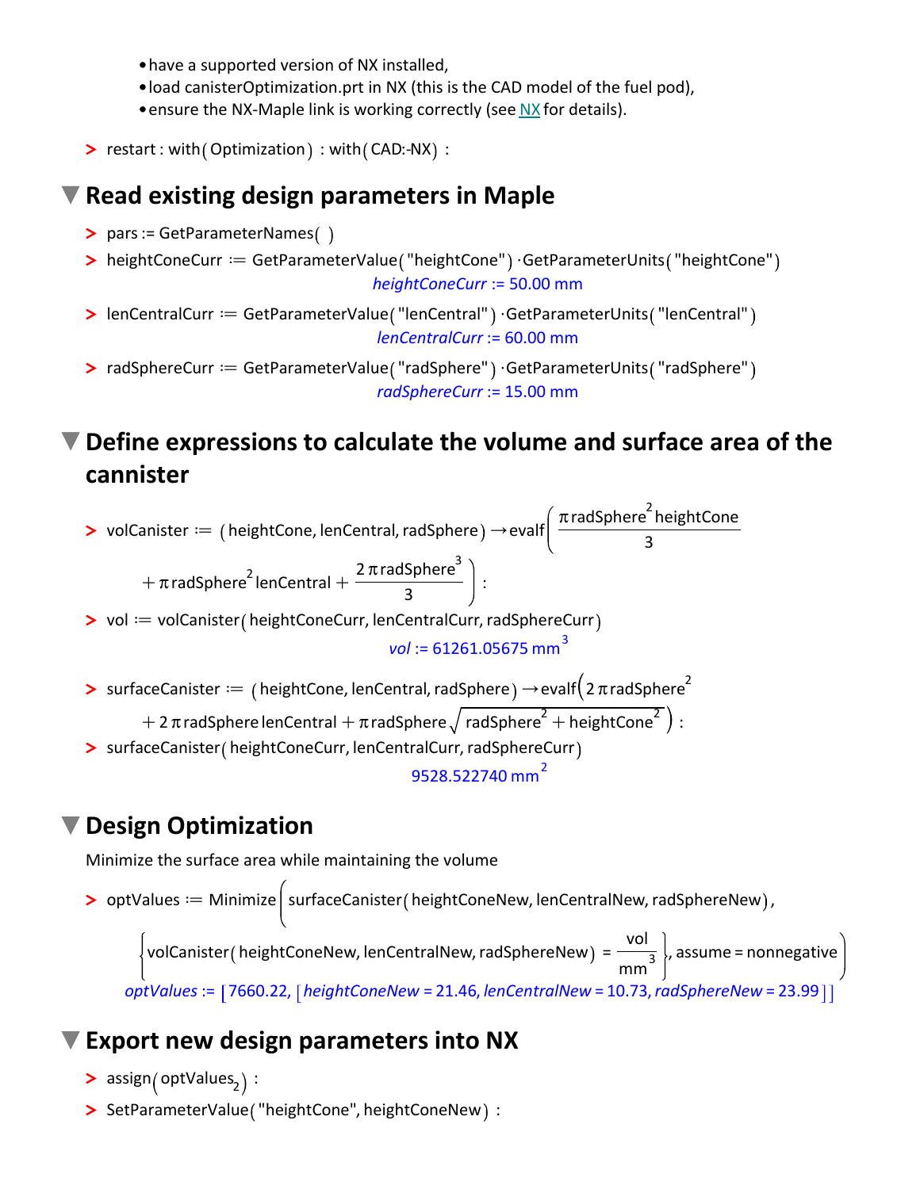- have a supported version of NX installed,
- load canisterOptimization.prt in NX (this is the CAD model of the fuel pod),
- ensure the NX-Maple link is working correctly (see NX for details).

```
> restart : with(Optimization) : with(CAD:-NX) :
```

## Read existing design parameters in Maple

```
> pars := GetParameterNames( )
> heightConeCurr := GetParameterValue("heightCone") ·GetParameterUnits("heightCone")
```

$$heightConeCurr := 50.00 \text{ mm}$$

```
> lenCentralCurr := GetParameterValue("lenCentral") ·GetParameterUnits("lenCentral")
```

$$lenCentralCurr := 60.00 \text{ mm}$$

```
> radSphereCurr := GetParameterValue("radSphere") ·GetParameterUnits("radSphere")
```

$$radSphereCurr := 15.00 \text{ mm}$$

## Define expressions to calculate the volume and surface area of the cannister

$$> volCanister := (heightCone, lenCentral, radSphere) \rightarrow evalf\left(\frac{\pi\, radSphere^2\, heightCone}{3} + \pi\, radSphere^2\, lenCentral + \frac{2\,\pi\, radSphere^3}{3}\right) :$$

```
> vol := volCanister(heightConeCurr, lenCentralCurr, radSphereCurr)
```

$$vol := 61261.05675 \text{ mm}^3$$

$$> surfaceCanister := (heightCone, lenCentral, radSphere) \rightarrow evalf\left(2\,\pi\, radSphere^2 + 2\,\pi\, radSphere\, lenCentral + \pi\, radSphere\sqrt{radSphere^2 + heightCone^2}\right) :$$

```
> surfaceCanister(heightConeCurr, lenCentralCurr, radSphereCurr)
```

$$9528.522740 \text{ mm}^2$$

## Design Optimization

Minimize the surface area while maintaining the volume

$$> optValues := Minimize\left(surfaceCanister(heightConeNew, lenCentralNew, radSphereNew), \left\{volCanister(heightConeNew, lenCentralNew, radSphereNew) = \frac{vol}{mm^3}\right\}, assume = nonnegative\right)$$

$$optValues := [7660.22, [heightConeNew = 21.46, lenCentralNew = 10.73, radSphereNew = 23.99]]$$

## Export new design parameters into NX

```
> assign(optValues[2]) :
> SetParameterValue("heightCone", heightConeNew) :
```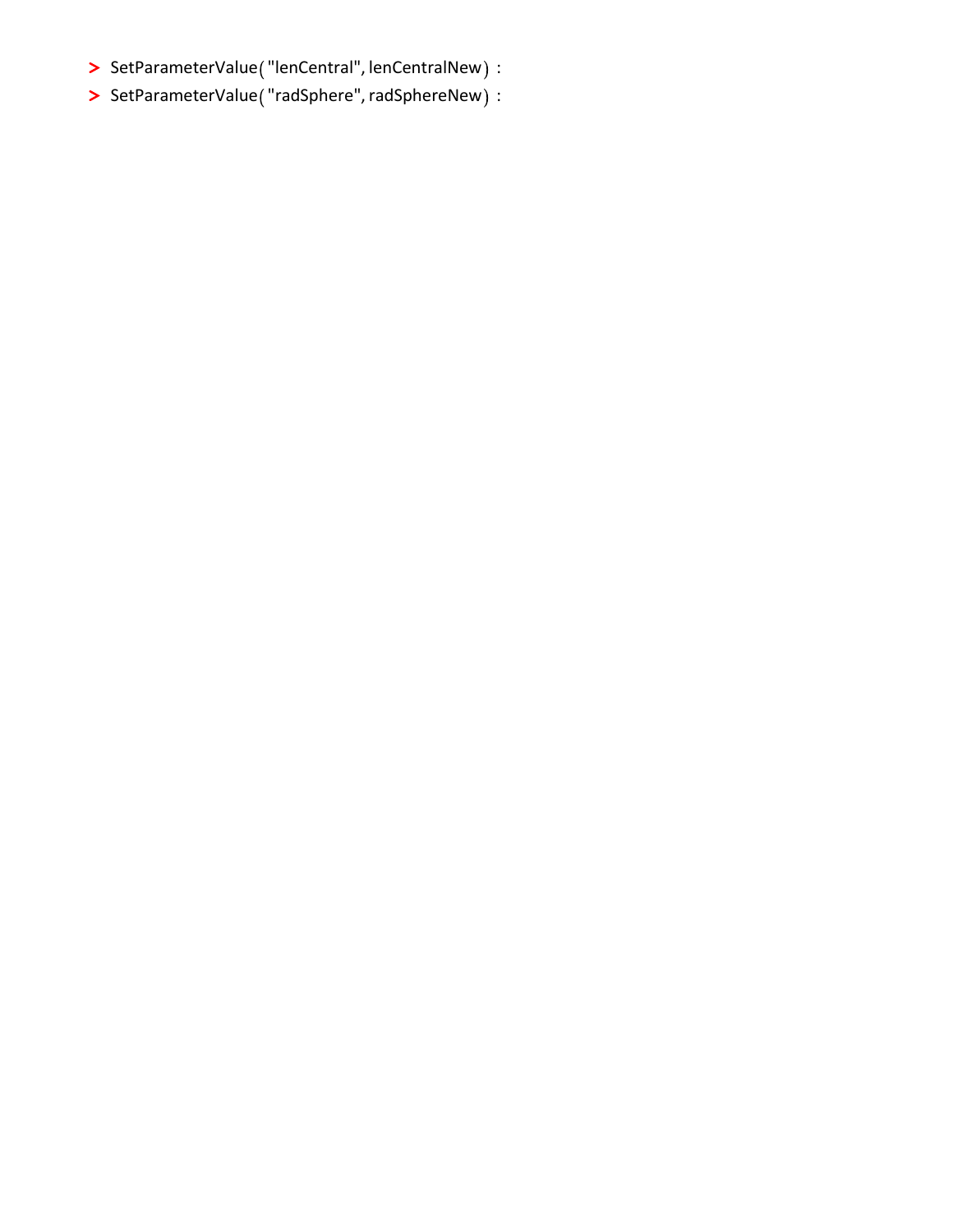```
> SetParameterValue("lenCentral", lenCentralNew) :
> SetParameterValue("radSphere", radSphereNew) :
```